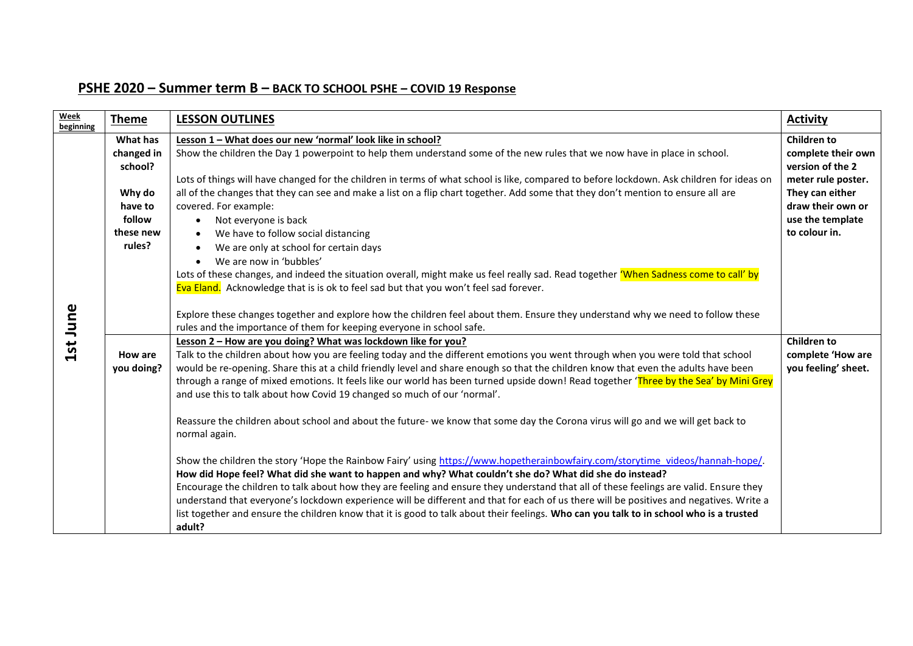## PSHE 2020 – Summer term B – BACK TO SCHOOL PSHE – COVID 19 Response

| Week beginning | Theme | LESSON OUTLINES | Activity |
|---|---|---|---|
| 1st June | **What has changed in school?**<br><br>**Why do have to follow these new rules?** | **Lesson 1 – What does our new 'normal' look like in school?**<br>Show the children the Day 1 powerpoint to help them understand some of the new rules that we now have in place in school.<br><br>Lots of things will have changed for the children in terms of what school is like, compared to before lockdown. Ask children for ideas on all of the changes that they can see and make a list on a flip chart together. Add some that they don't mention to ensure all are covered. For example:<br>• Not everyone is back<br>• We have to follow social distancing<br>• We are only at school for certain days<br>• We are now in 'bubbles'<br>Lots of these changes, and indeed the situation overall, might make us feel really sad. Read together 'When Sadness come to call' by Eva Eland. Acknowledge that is is ok to feel sad but that you won't feel sad forever.<br><br>Explore these changes together and explore how the children feel about them. Ensure they understand why we need to follow these rules and the importance of them for keeping everyone in school safe. | **Children to complete their own version of the 2 meter rule poster. They can either draw their own or use the template to colour in.** |
| | **How are you doing?** | **Lesson 2 – How are you doing? What was lockdown like for you?**<br>Talk to the children about how you are feeling today and the different emotions you went through when you were told that school would be re-opening. Share this at a child friendly level and share enough so that the children know that even the adults have been through a range of mixed emotions. It feels like our world has been turned upside down! Read together 'Three by the Sea' by Mini Grey and use this to talk about how Covid 19 changed so much of our 'normal'.<br><br>Reassure the children about school and about the future- we know that some day the Corona virus will go and we will get back to normal again.<br><br>Show the children the story 'Hope the Rainbow Fairy' using https://www.hopetherainbowfairy.com/storytime_videos/hannah-hope/.<br>**How did Hope feel? What did she want to happen and why? What couldn't she do? What did she do instead?**<br>Encourage the children to talk about how they are feeling and ensure they understand that all of these feelings are valid. Ensure they understand that everyone's lockdown experience will be different and that for each of us there will be positives and negatives. Write a list together and ensure the children know that it is good to talk about their feelings. **Who can you talk to in school who is a trusted adult?** | **Children to complete 'How are you feeling' sheet.** |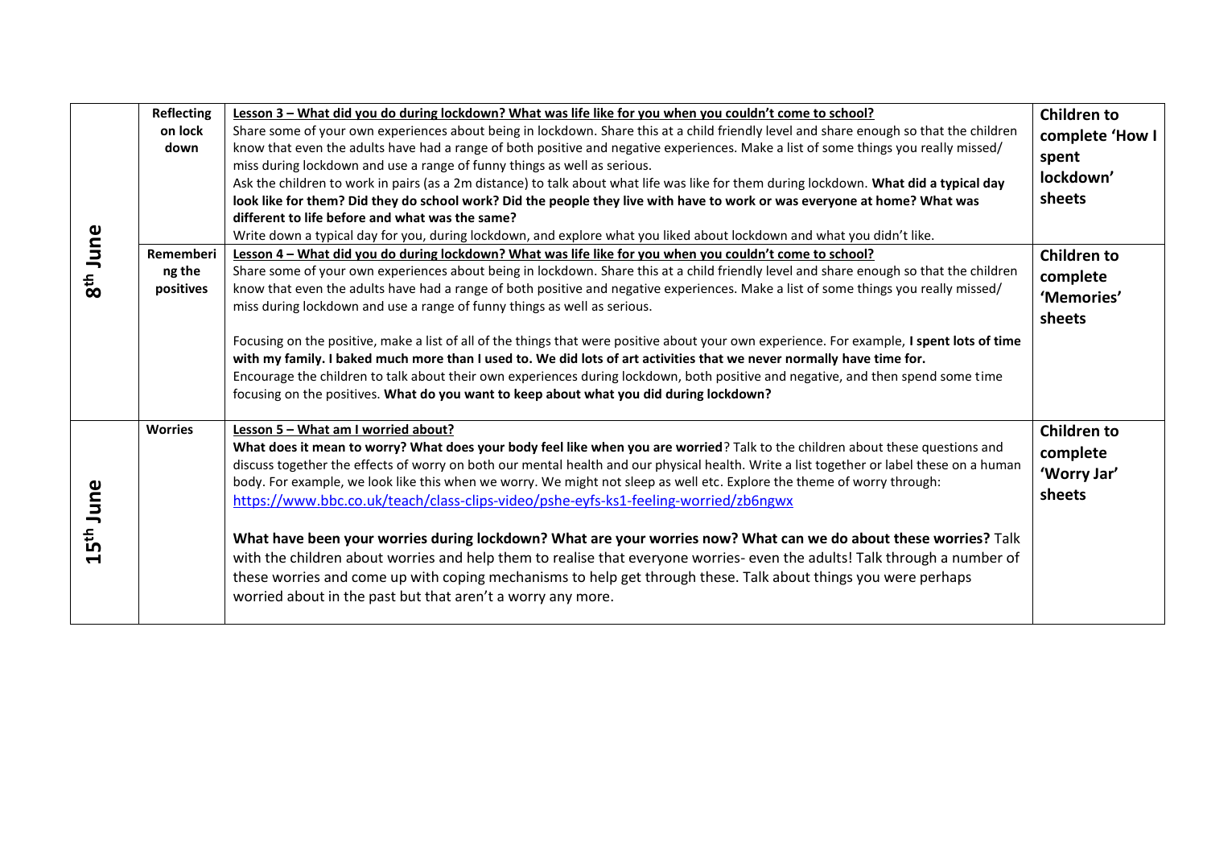| | | | |
|---|---|---|---|
| 8th June | **Reflecting on lock down** | <u>**Lesson 3 – What did you do during lockdown? What was life like for you when you couldn't come to school?**</u><br>Share some of your own experiences about being in lockdown. Share this at a child friendly level and share enough so that the children know that even the adults have had a range of both positive and negative experiences. Make a list of some things you really missed/ miss during lockdown and use a range of funny things as well as serious.<br>Ask the children to work in pairs (as a 2m distance) to talk about what life was like for them during lockdown. **What did a typical day look like for them? Did they do school work? Did the people they live with have to work or was everyone at home? What was different to life before and what was the same?**<br>Write down a typical day for you, during lockdown, and explore what you liked about lockdown and what you didn't like. | **Children to complete 'How I spent lockdown' sheets** |
| | **Remembering the positives** | <u>**Lesson 4 – What did you do during lockdown? What was life like for you when you couldn't come to school?**</u><br>Share some of your own experiences about being in lockdown. Share this at a child friendly level and share enough so that the children know that even the adults have had a range of both positive and negative experiences. Make a list of some things you really missed/ miss during lockdown and use a range of funny things as well as serious.<br><br>Focusing on the positive, make a list of all of the things that were positive about your own experience. For example, **I spent lots of time with my family. I baked much more than I used to. We did lots of art activities that we never normally have time for.**<br>Encourage the children to talk about their own experiences during lockdown, both positive and negative, and then spend some time focusing on the positives. **What do you want to keep about what you did during lockdown?** | **Children to complete 'Memories' sheets** |
| 15th June | **Worries** | <u>**Lesson 5 – What am I worried about?**</u><br>**What does it mean to worry? What does your body feel like when you are worried**? Talk to the children about these questions and discuss together the effects of worry on both our mental health and our physical health. Write a list together or label these on a human body. For example, we look like this when we worry. We might not sleep as well etc. Explore the theme of worry through:<br>https://www.bbc.co.uk/teach/class-clips-video/pshe-eyfs-ks1-feeling-worried/zb6ngwx<br><br>**What have been your worries during lockdown? What are your worries now? What can we do about these worries?** Talk with the children about worries and help them to realise that everyone worries- even the adults! Talk through a number of these worries and come up with coping mechanisms to help get through these. Talk about things you were perhaps worried about in the past but that aren't a worry any more. | **Children to complete 'Worry Jar' sheets** |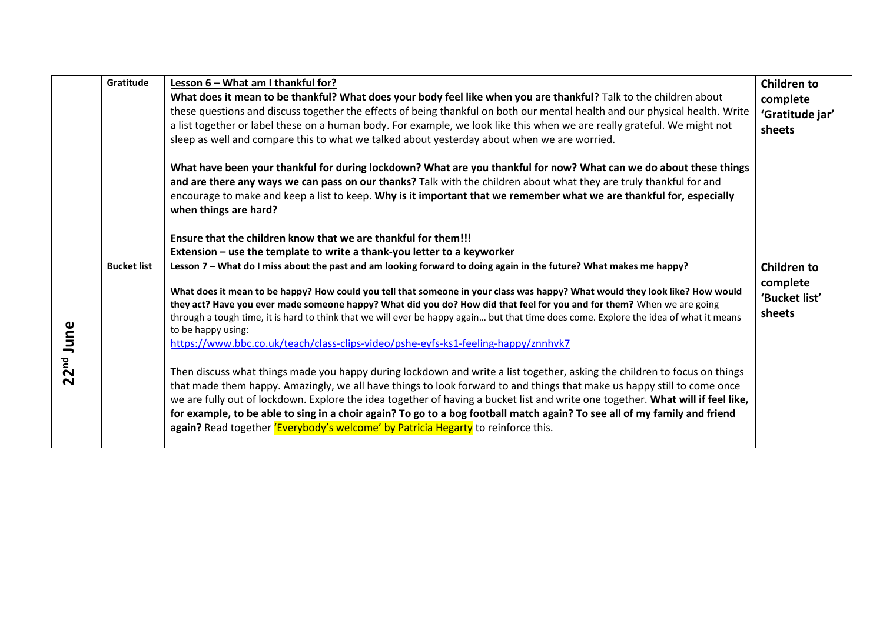| | | | |
|---|---|---|---|
| | **Gratitude** | **<u>Lesson 6 – What am I thankful for?</u>**<br>**What does it mean to be thankful? What does your body feel like when you are thankful**? Talk to the children about these questions and discuss together the effects of being thankful on both our mental health and our physical health. Write a list together or label these on a human body. For example, we look like this when we are really grateful. We might not sleep as well and compare this to what we talked about yesterday about when we are worried.<br><br>**What have been your thankful for during lockdown? What are you thankful for now? What can we do about these things and are there any ways we can pass on our thanks?** Talk with the children about what they are truly thankful for and encourage to make and keep a list to keep. **Why is it important that we remember what we are thankful for, especially when things are hard?**<br><br>**<u>Ensure that the children know that we are thankful for them!!!</u>**<br>**Extension – use the template to write a thank-you letter to a keyworker** | **Children to complete 'Gratitude jar' sheets** |
| **22nd June** | **Bucket list** | **<u>Lesson 7 – What do I miss about the past and am looking forward to doing again in the future? What makes me happy?</u>**<br><br>**What does it mean to be happy? How could you tell that someone in your class was happy? What would they look like? How would they act? Have you ever made someone happy? What did you do? How did that feel for you and for them?** When we are going through a tough time, it is hard to think that we will ever be happy again… but that time does come. Explore the idea of what it means to be happy using:<br>https://www.bbc.co.uk/teach/class-clips-video/pshe-eyfs-ks1-feeling-happy/znnhvk7<br><br>Then discuss what things made you happy during lockdown and write a list together, asking the children to focus on things that made them happy. Amazingly, we all have things to look forward to and things that make us happy still to come once we are fully out of lockdown. Explore the idea together of having a bucket list and write one together. **What will if feel like, for example, to be able to sing in a choir again? To go to a bog football match again? To see all of my family and friend again?** Read together 'Everybody's welcome' by Patricia Hegarty to reinforce this. | **Children to complete 'Bucket list' sheets** |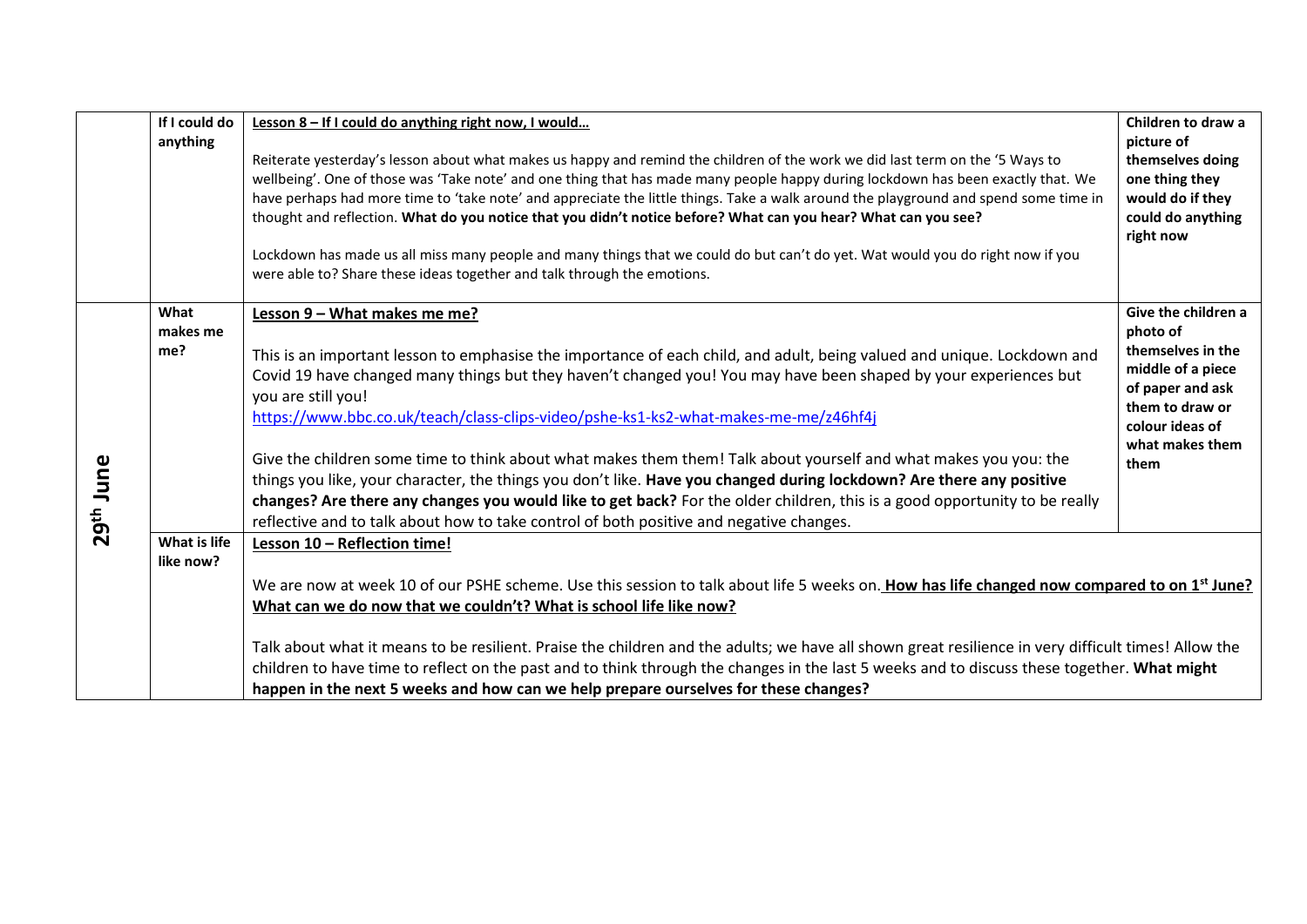| | | | |
|---|---|---|---|
| | If I could do anything | **Lesson 8 – If I could do anything right now, I would…**<br><br>Reiterate yesterday's lesson about what makes us happy and remind the children of the work we did last term on the '5 Ways to wellbeing'. One of those was 'Take note' and one thing that has made many people happy during lockdown has been exactly that. We have perhaps had more time to 'take note' and appreciate the little things. Take a walk around the playground and spend some time in thought and reflection. **What do you notice that you didn't notice before? What can you hear? What can you see?**<br><br>Lockdown has made us all miss many people and many things that we could do but can't do yet. Wat would you do right now if you were able to? Share these ideas together and talk through the emotions. | **Children to draw a picture of themselves doing one thing they would do if they could do anything right now** |
| 29th June | What makes me me? | **Lesson 9 – What makes me me?**<br><br>This is an important lesson to emphasise the importance of each child, and adult, being valued and unique. Lockdown and Covid 19 have changed many things but they haven't changed you! You may have been shaped by your experiences but you are still you!<br>https://www.bbc.co.uk/teach/class-clips-video/pshe-ks1-ks2-what-makes-me-me/z46hf4j<br><br>Give the children some time to think about what makes them them! Talk about yourself and what makes you you: the things you like, your character, the things you don't like. **Have you changed during lockdown? Are there any positive changes? Are there any changes you would like to get back?** For the older children, this is a good opportunity to be really reflective and to talk about how to take control of both positive and negative changes. | **Give the children a photo of themselves in the middle of a piece of paper and ask them to draw or colour ideas of what makes them them** |
| | What is life like now? | **Lesson 10 – Reflection time!**<br><br>We are now at week 10 of our PSHE scheme. Use this session to talk about life 5 weeks on. **How has life changed now compared to on 1st June? What can we do now that we couldn't? What is school life like now?**<br><br>Talk about what it means to be resilient. Praise the children and the adults; we have all shown great resilience in very difficult times! Allow the children to have time to reflect on the past and to think through the changes in the last 5 weeks and to discuss these together. **What might happen in the next 5 weeks and how can we help prepare ourselves for these changes?** | |